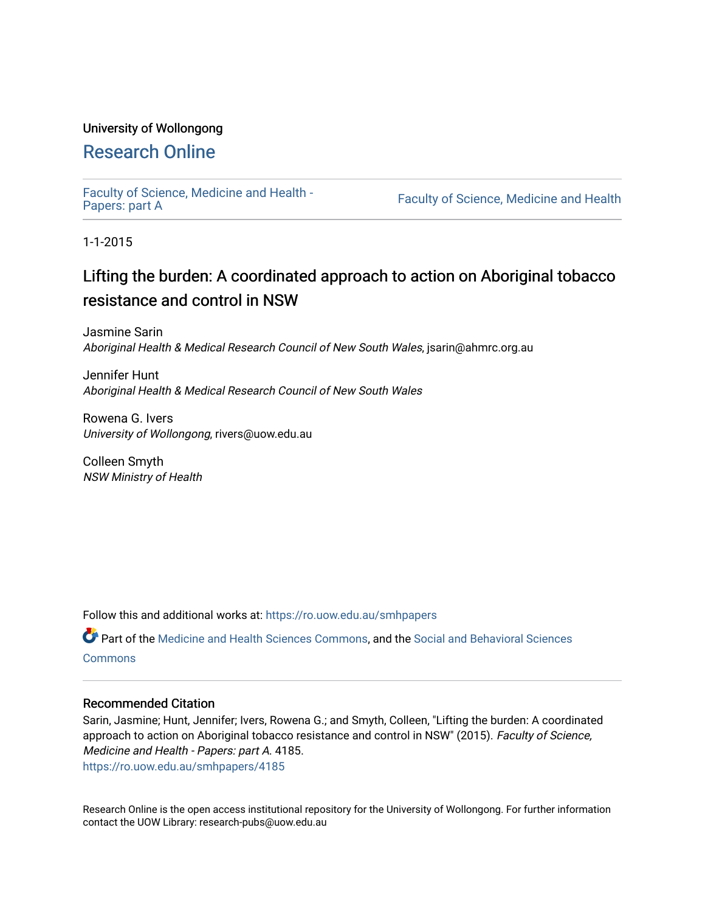University of Wollongong

# Research Online

Faculty of Science, Medicine and Health - Papers: part A

Faculty of Science, Medicine and Health

1-1-2015

## Lifting the burden: A coordinated approach to action on Aboriginal tobacco resistance and control in NSW

Jasmine Sarin
*Aboriginal Health & Medical Research Council of New South Wales*, jsarin@ahmrc.org.au

Jennifer Hunt
*Aboriginal Health & Medical Research Council of New South Wales*

Rowena G. Ivers
*University of Wollongong*, rivers@uow.edu.au

Colleen Smyth
*NSW Ministry of Health*

Follow this and additional works at: https://ro.uow.edu.au/smhpapers

Part of the Medicine and Health Sciences Commons, and the Social and Behavioral Sciences Commons

### Recommended Citation

Sarin, Jasmine; Hunt, Jennifer; Ivers, Rowena G.; and Smyth, Colleen, "Lifting the burden: A coordinated approach to action on Aboriginal tobacco resistance and control in NSW" (2015). *Faculty of Science, Medicine and Health - Papers: part A*. 4185.
https://ro.uow.edu.au/smhpapers/4185

Research Online is the open access institutional repository for the University of Wollongong. For further information contact the UOW Library: research-pubs@uow.edu.au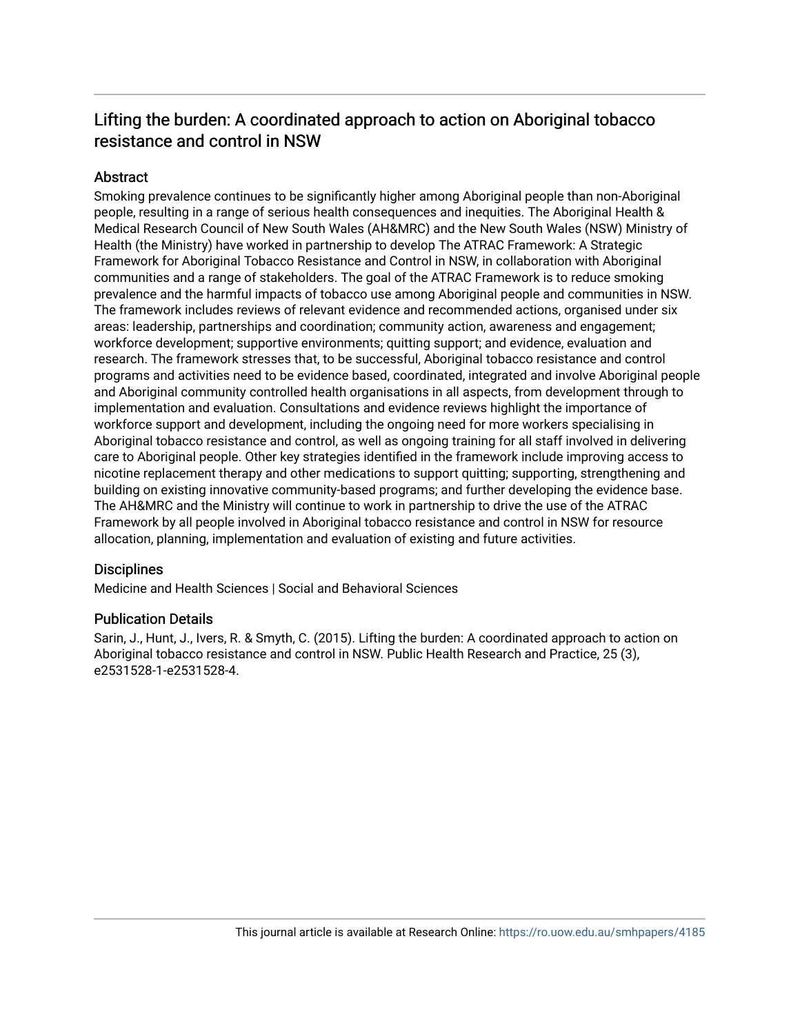# Lifting the burden: A coordinated approach to action on Aboriginal tobacco resistance and control in NSW

## Abstract

Smoking prevalence continues to be significantly higher among Aboriginal people than non-Aboriginal people, resulting in a range of serious health consequences and inequities. The Aboriginal Health & Medical Research Council of New South Wales (AH&MRC) and the New South Wales (NSW) Ministry of Health (the Ministry) have worked in partnership to develop The ATRAC Framework: A Strategic Framework for Aboriginal Tobacco Resistance and Control in NSW, in collaboration with Aboriginal communities and a range of stakeholders. The goal of the ATRAC Framework is to reduce smoking prevalence and the harmful impacts of tobacco use among Aboriginal people and communities in NSW. The framework includes reviews of relevant evidence and recommended actions, organised under six areas: leadership, partnerships and coordination; community action, awareness and engagement; workforce development; supportive environments; quitting support; and evidence, evaluation and research. The framework stresses that, to be successful, Aboriginal tobacco resistance and control programs and activities need to be evidence based, coordinated, integrated and involve Aboriginal people and Aboriginal community controlled health organisations in all aspects, from development through to implementation and evaluation. Consultations and evidence reviews highlight the importance of workforce support and development, including the ongoing need for more workers specialising in Aboriginal tobacco resistance and control, as well as ongoing training for all staff involved in delivering care to Aboriginal people. Other key strategies identified in the framework include improving access to nicotine replacement therapy and other medications to support quitting; supporting, strengthening and building on existing innovative community-based programs; and further developing the evidence base. The AH&MRC and the Ministry will continue to work in partnership to drive the use of the ATRAC Framework by all people involved in Aboriginal tobacco resistance and control in NSW for resource allocation, planning, implementation and evaluation of existing and future activities.

## Disciplines

Medicine and Health Sciences | Social and Behavioral Sciences

## Publication Details

Sarin, J., Hunt, J., Ivers, R. & Smyth, C. (2015). Lifting the burden: A coordinated approach to action on Aboriginal tobacco resistance and control in NSW. Public Health Research and Practice, 25 (3), e2531528-1-e2531528-4.

This journal article is available at Research Online: https://ro.uow.edu.au/smhpapers/4185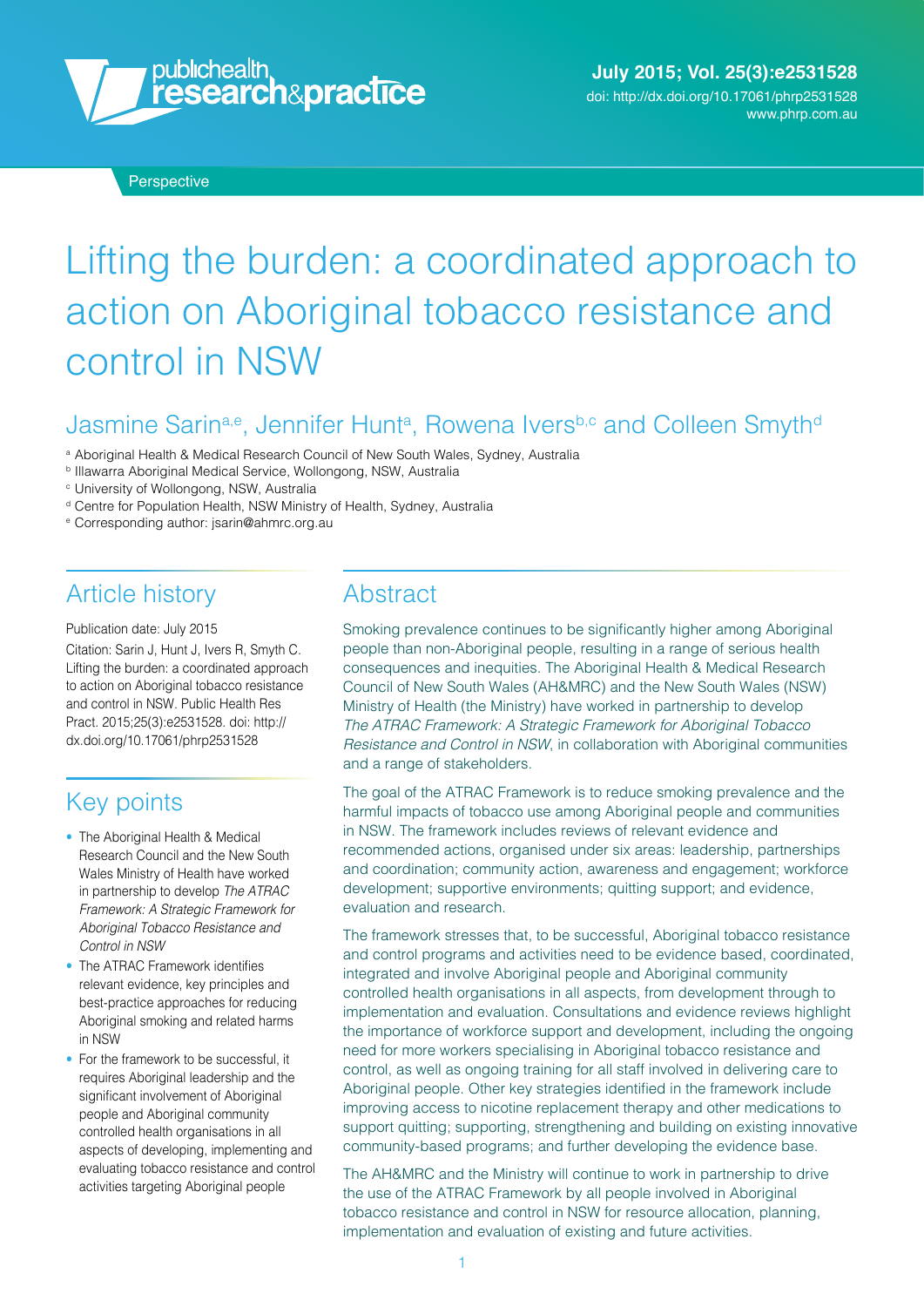Perspective

# Lifting the burden: a coordinated approach to action on Aboriginal tobacco resistance and control in NSW

Jasmine Sarin[a,e], Jennifer Hunt[a], Rowena Ivers[b,c] and Colleen Smyth[d]

[a] Aboriginal Health & Medical Research Council of New South Wales, Sydney, Australia
[b] Illawarra Aboriginal Medical Service, Wollongong, NSW, Australia
[c] University of Wollongong, NSW, Australia
[d] Centre for Population Health, NSW Ministry of Health, Sydney, Australia
[e] Corresponding author: jsarin@ahmrc.org.au

## Article history

Publication date: July 2015

Citation: Sarin J, Hunt J, Ivers R, Smyth C. Lifting the burden: a coordinated approach to action on Aboriginal tobacco resistance and control in NSW. Public Health Res Pract. 2015;25(3):e2531528. doi: http://dx.doi.org/10.17061/phrp2531528

## Key points

- The Aboriginal Health & Medical Research Council and the New South Wales Ministry of Health have worked in partnership to develop *The ATRAC Framework: A Strategic Framework for Aboriginal Tobacco Resistance and Control in NSW*
- The ATRAC Framework identifies relevant evidence, key principles and best-practice approaches for reducing Aboriginal smoking and related harms in NSW
- For the framework to be successful, it requires Aboriginal leadership and the significant involvement of Aboriginal people and Aboriginal community controlled health organisations in all aspects of developing, implementing and evaluating tobacco resistance and control activities targeting Aboriginal people

## Abstract

Smoking prevalence continues to be significantly higher among Aboriginal people than non-Aboriginal people, resulting in a range of serious health consequences and inequities. The Aboriginal Health & Medical Research Council of New South Wales (AH&MRC) and the New South Wales (NSW) Ministry of Health (the Ministry) have worked in partnership to develop *The ATRAC Framework: A Strategic Framework for Aboriginal Tobacco Resistance and Control in NSW*, in collaboration with Aboriginal communities and a range of stakeholders.

The goal of the ATRAC Framework is to reduce smoking prevalence and the harmful impacts of tobacco use among Aboriginal people and communities in NSW. The framework includes reviews of relevant evidence and recommended actions, organised under six areas: leadership, partnerships and coordination; community action, awareness and engagement; workforce development; supportive environments; quitting support; and evidence, evaluation and research.

The framework stresses that, to be successful, Aboriginal tobacco resistance and control programs and activities need to be evidence based, coordinated, integrated and involve Aboriginal people and Aboriginal community controlled health organisations in all aspects, from development through to implementation and evaluation. Consultations and evidence reviews highlight the importance of workforce support and development, including the ongoing need for more workers specialising in Aboriginal tobacco resistance and control, as well as ongoing training for all staff involved in delivering care to Aboriginal people. Other key strategies identified in the framework include improving access to nicotine replacement therapy and other medications to support quitting; supporting, strengthening and building on existing innovative community-based programs; and further developing the evidence base.

The AH&MRC and the Ministry will continue to work in partnership to drive the use of the ATRAC Framework by all people involved in Aboriginal tobacco resistance and control in NSW for resource allocation, planning, implementation and evaluation of existing and future activities.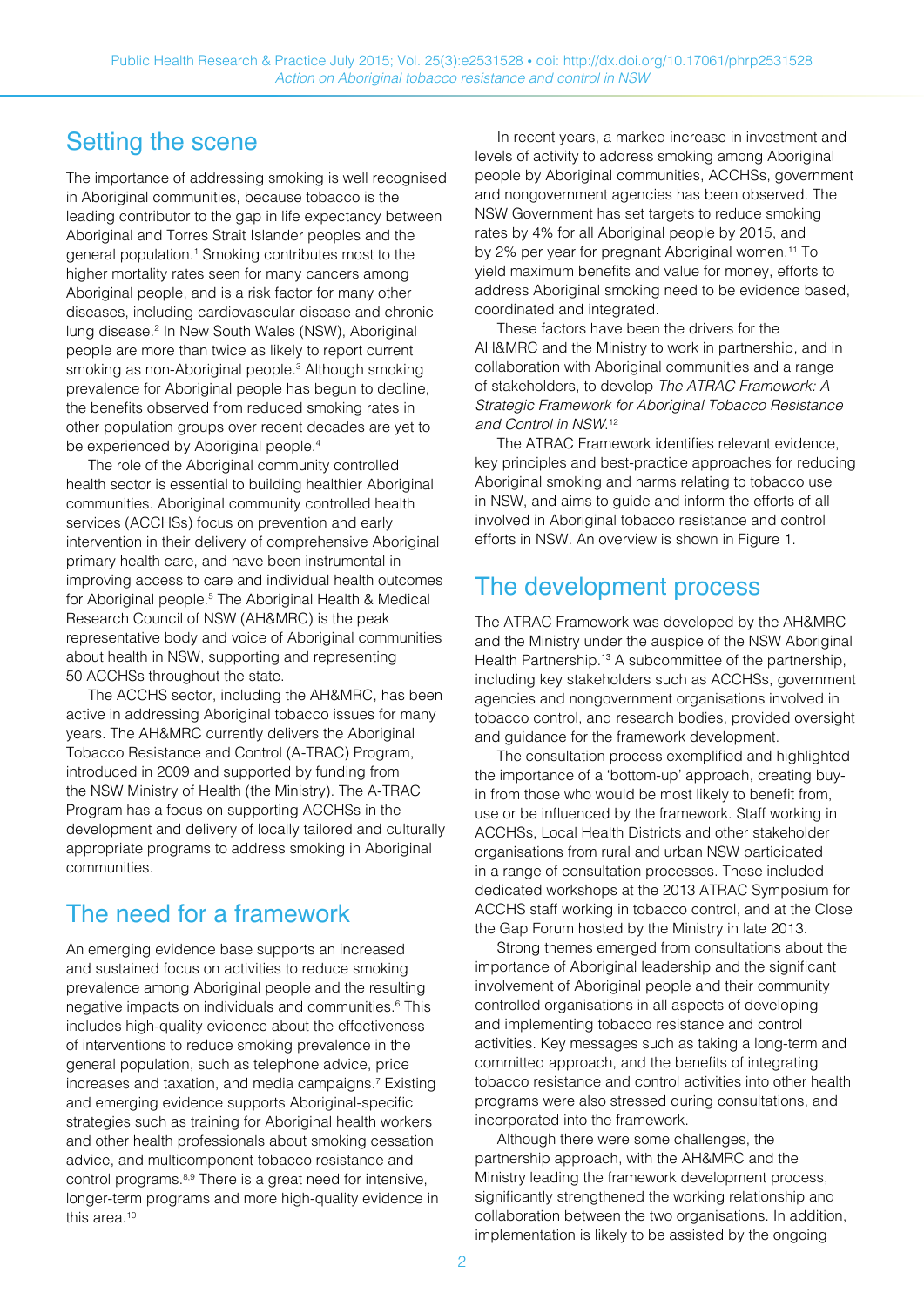## Setting the scene

The importance of addressing smoking is well recognised in Aboriginal communities, because tobacco is the leading contributor to the gap in life expectancy between Aboriginal and Torres Strait Islander peoples and the general population.[1] Smoking contributes most to the higher mortality rates seen for many cancers among Aboriginal people, and is a risk factor for many other diseases, including cardiovascular disease and chronic lung disease.[2] In New South Wales (NSW), Aboriginal people are more than twice as likely to report current smoking as non-Aboriginal people.[3] Although smoking prevalence for Aboriginal people has begun to decline, the benefits observed from reduced smoking rates in other population groups over recent decades are yet to be experienced by Aboriginal people.[4]

The role of the Aboriginal community controlled health sector is essential to building healthier Aboriginal communities. Aboriginal community controlled health services (ACCHSs) focus on prevention and early intervention in their delivery of comprehensive Aboriginal primary health care, and have been instrumental in improving access to care and individual health outcomes for Aboriginal people.[5] The Aboriginal Health & Medical Research Council of NSW (AH&MRC) is the peak representative body and voice of Aboriginal communities about health in NSW, supporting and representing 50 ACCHSs throughout the state.

The ACCHS sector, including the AH&MRC, has been active in addressing Aboriginal tobacco issues for many years. The AH&MRC currently delivers the Aboriginal Tobacco Resistance and Control (A-TRAC) Program, introduced in 2009 and supported by funding from the NSW Ministry of Health (the Ministry). The A-TRAC Program has a focus on supporting ACCHSs in the development and delivery of locally tailored and culturally appropriate programs to address smoking in Aboriginal communities.

## The need for a framework

An emerging evidence base supports an increased and sustained focus on activities to reduce smoking prevalence among Aboriginal people and the resulting negative impacts on individuals and communities.[6] This includes high-quality evidence about the effectiveness of interventions to reduce smoking prevalence in the general population, such as telephone advice, price increases and taxation, and media campaigns.[7] Existing and emerging evidence supports Aboriginal-specific strategies such as training for Aboriginal health workers and other health professionals about smoking cessation advice, and multicomponent tobacco resistance and control programs.[8,9] There is a great need for intensive, longer-term programs and more high-quality evidence in this area.[10]

In recent years, a marked increase in investment and levels of activity to address smoking among Aboriginal people by Aboriginal communities, ACCHSs, government and nongovernment agencies has been observed. The NSW Government has set targets to reduce smoking rates by 4% for all Aboriginal people by 2015, and by 2% per year for pregnant Aboriginal women.[11] To yield maximum benefits and value for money, efforts to address Aboriginal smoking need to be evidence based, coordinated and integrated.

These factors have been the drivers for the AH&MRC and the Ministry to work in partnership, and in collaboration with Aboriginal communities and a range of stakeholders, to develop *The ATRAC Framework: A Strategic Framework for Aboriginal Tobacco Resistance and Control in NSW*.[12]

The ATRAC Framework identifies relevant evidence, key principles and best-practice approaches for reducing Aboriginal smoking and harms relating to tobacco use in NSW, and aims to guide and inform the efforts of all involved in Aboriginal tobacco resistance and control efforts in NSW. An overview is shown in Figure 1.

## The development process

The ATRAC Framework was developed by the AH&MRC and the Ministry under the auspice of the NSW Aboriginal Health Partnership.[13] A subcommittee of the partnership, including key stakeholders such as ACCHSs, government agencies and nongovernment organisations involved in tobacco control, and research bodies, provided oversight and guidance for the framework development.

The consultation process exemplified and highlighted the importance of a 'bottom-up' approach, creating buy-in from those who would be most likely to benefit from, use or be influenced by the framework. Staff working in ACCHSs, Local Health Districts and other stakeholder organisations from rural and urban NSW participated in a range of consultation processes. These included dedicated workshops at the 2013 ATRAC Symposium for ACCHS staff working in tobacco control, and at the Close the Gap Forum hosted by the Ministry in late 2013.

Strong themes emerged from consultations about the importance of Aboriginal leadership and the significant involvement of Aboriginal people and their community controlled organisations in all aspects of developing and implementing tobacco resistance and control activities. Key messages such as taking a long-term and committed approach, and the benefits of integrating tobacco resistance and control activities into other health programs were also stressed during consultations, and incorporated into the framework.

Although there were some challenges, the partnership approach, with the AH&MRC and the Ministry leading the framework development process, significantly strengthened the working relationship and collaboration between the two organisations. In addition, implementation is likely to be assisted by the ongoing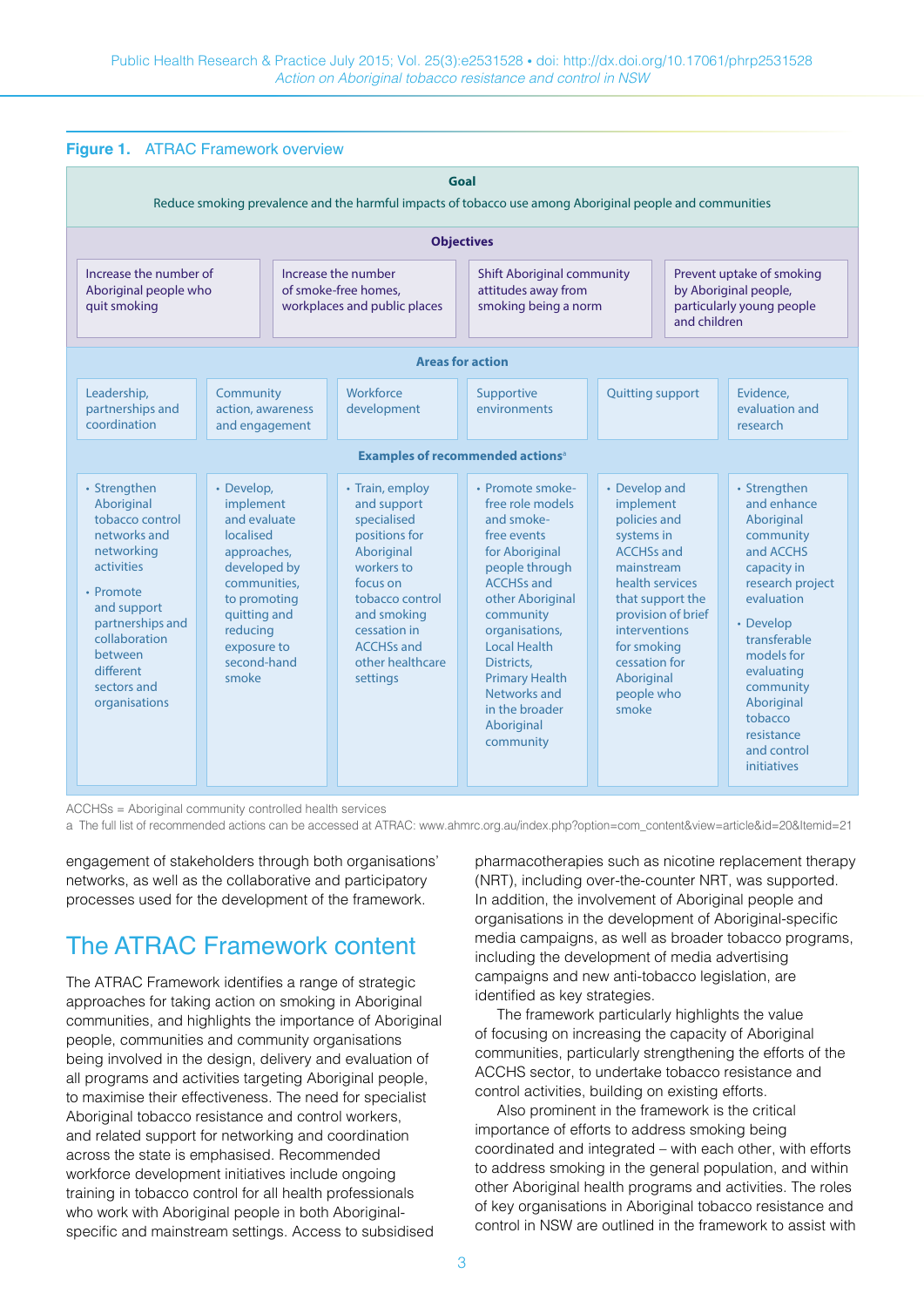**Figure 1.** ATRAC Framework overview

**Goal**

Reduce smoking prevalence and the harmful impacts of tobacco use among Aboriginal people and communities

**Objectives**

| Increase the number of Aboriginal people who quit smoking | Increase the number of smoke-free homes, workplaces and public places | Shift Aboriginal community attitudes away from smoking being a norm | Prevent uptake of smoking by Aboriginal people, particularly young people and children |
|---|---|---|---|

**Areas for action** and **Examples of recommended actions**[a]

| Leadership, partnerships and coordination | Community action, awareness and engagement | Workforce development | Supportive environments | Quitting support | Evidence, evaluation and research |
|---|---|---|---|---|---|
| • Strengthen Aboriginal tobacco control networks and networking activities<br>• Promote and support partnerships and collaboration between different sectors and organisations | • Develop, implement and evaluate localised approaches, developed by communities, to promoting quitting and reducing exposure to second-hand smoke | • Train, employ and support specialised positions for Aboriginal workers to focus on tobacco control and smoking cessation in ACCHSs and other healthcare settings | • Promote smoke-free role models and smoke-free events for Aboriginal people through ACCHSs and other Aboriginal community organisations, Local Health Districts, Primary Health Networks and in the broader Aboriginal community | • Develop and implement policies and systems in ACCHSs and mainstream health services that support the provision of brief interventions for smoking cessation for Aboriginal people who smoke | • Strengthen and enhance Aboriginal community and ACCHS capacity in research project evaluation<br>• Develop transferable models for evaluating community Aboriginal tobacco resistance and control initiatives |

ACCHSs = Aboriginal community controlled health services

a The full list of recommended actions can be accessed at ATRAC: www.ahmrc.org.au/index.php?option=com_content&view=article&id=20&Itemid=21

engagement of stakeholders through both organisations' networks, as well as the collaborative and participatory processes used for the development of the framework.

## The ATRAC Framework content

The ATRAC Framework identifies a range of strategic approaches for taking action on smoking in Aboriginal communities, and highlights the importance of Aboriginal people, communities and community organisations being involved in the design, delivery and evaluation of all programs and activities targeting Aboriginal people, to maximise their effectiveness. The need for specialist Aboriginal tobacco resistance and control workers, and related support for networking and coordination across the state is emphasised. Recommended workforce development initiatives include ongoing training in tobacco control for all health professionals who work with Aboriginal people in both Aboriginal-specific and mainstream settings. Access to subsidised pharmacotherapies such as nicotine replacement therapy (NRT), including over-the-counter NRT, was supported. In addition, the involvement of Aboriginal people and organisations in the development of Aboriginal-specific media campaigns, as well as broader tobacco programs, including the development of media advertising campaigns and new anti-tobacco legislation, are identified as key strategies.

The framework particularly highlights the value of focusing on increasing the capacity of Aboriginal communities, particularly strengthening the efforts of the ACCHS sector, to undertake tobacco resistance and control activities, building on existing efforts.

Also prominent in the framework is the critical importance of efforts to address smoking being coordinated and integrated – with each other, with efforts to address smoking in the general population, and within other Aboriginal health programs and activities. The roles of key organisations in Aboriginal tobacco resistance and control in NSW are outlined in the framework to assist with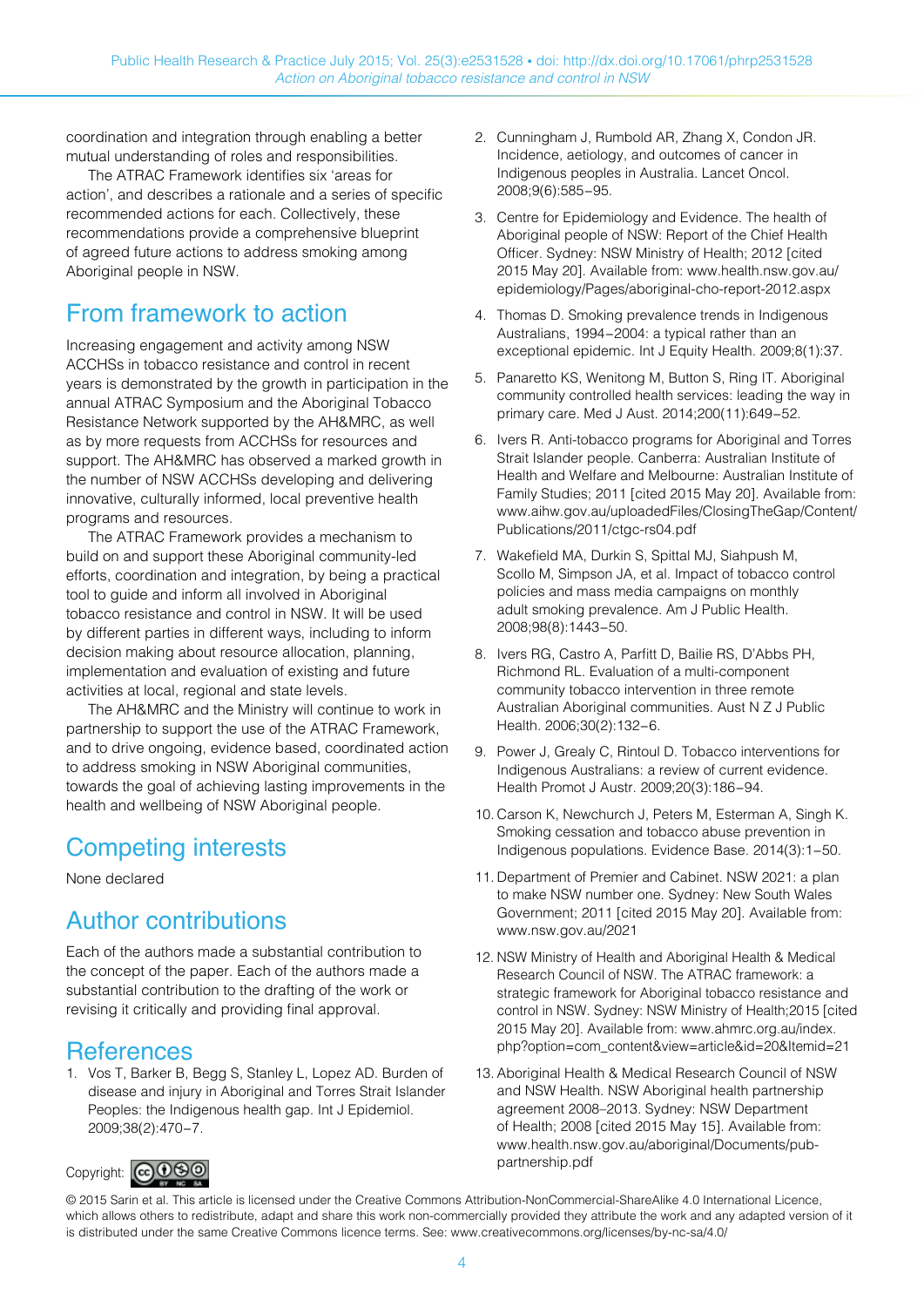coordination and integration through enabling a better mutual understanding of roles and responsibilities.

The ATRAC Framework identifies six 'areas for action', and describes a rationale and a series of specific recommended actions for each. Collectively, these recommendations provide a comprehensive blueprint of agreed future actions to address smoking among Aboriginal people in NSW.

## From framework to action

Increasing engagement and activity among NSW ACCHSs in tobacco resistance and control in recent years is demonstrated by the growth in participation in the annual ATRAC Symposium and the Aboriginal Tobacco Resistance Network supported by the AH&MRC, as well as by more requests from ACCHSs for resources and support. The AH&MRC has observed a marked growth in the number of NSW ACCHSs developing and delivering innovative, culturally informed, local preventive health programs and resources.

The ATRAC Framework provides a mechanism to build on and support these Aboriginal community-led efforts, coordination and integration, by being a practical tool to guide and inform all involved in Aboriginal tobacco resistance and control in NSW. It will be used by different parties in different ways, including to inform decision making about resource allocation, planning, implementation and evaluation of existing and future activities at local, regional and state levels.

The AH&MRC and the Ministry will continue to work in partnership to support the use of the ATRAC Framework, and to drive ongoing, evidence based, coordinated action to address smoking in NSW Aboriginal communities, towards the goal of achieving lasting improvements in the health and wellbeing of NSW Aboriginal people.

## Competing interests

None declared

## Author contributions

Each of the authors made a substantial contribution to the concept of the paper. Each of the authors made a substantial contribution to the drafting of the work or revising it critically and providing final approval.

## References

1. Vos T, Barker B, Begg S, Stanley L, Lopez AD. Burden of disease and injury in Aboriginal and Torres Strait Islander Peoples: the Indigenous health gap. Int J Epidemiol. 2009;38(2):470–7.
2. Cunningham J, Rumbold AR, Zhang X, Condon JR. Incidence, aetiology, and outcomes of cancer in Indigenous peoples in Australia. Lancet Oncol. 2008;9(6):585–95.
3. Centre for Epidemiology and Evidence. The health of Aboriginal people of NSW: Report of the Chief Health Officer. Sydney: NSW Ministry of Health; 2012 [cited 2015 May 20]. Available from: www.health.nsw.gov.au/epidemiology/Pages/aboriginal-cho-report-2012.aspx
4. Thomas D. Smoking prevalence trends in Indigenous Australians, 1994–2004: a typical rather than an exceptional epidemic. Int J Equity Health. 2009;8(1):37.
5. Panaretto KS, Wenitong M, Button S, Ring IT. Aboriginal community controlled health services: leading the way in primary care. Med J Aust. 2014;200(11):649–52.
6. Ivers R. Anti-tobacco programs for Aboriginal and Torres Strait Islander people. Canberra: Australian Institute of Health and Welfare and Melbourne: Australian Institute of Family Studies; 2011 [cited 2015 May 20]. Available from: www.aihw.gov.au/uploadedFiles/ClosingTheGap/Content/Publications/2011/ctgc-rs04.pdf
7. Wakefield MA, Durkin S, Spittal MJ, Siahpush M, Scollo M, Simpson JA, et al. Impact of tobacco control policies and mass media campaigns on monthly adult smoking prevalence. Am J Public Health. 2008;98(8):1443–50.
8. Ivers RG, Castro A, Parfitt D, Bailie RS, D'Abbs PH, Richmond RL. Evaluation of a multi-component community tobacco intervention in three remote Australian Aboriginal communities. Aust N Z J Public Health. 2006;30(2):132–6.
9. Power J, Grealy C, Rintoul D. Tobacco interventions for Indigenous Australians: a review of current evidence. Health Promot J Austr. 2009;20(3):186–94.
10. Carson K, Newchurch J, Peters M, Esterman A, Singh K. Smoking cessation and tobacco abuse prevention in Indigenous populations. Evidence Base. 2014(3):1–50.
11. Department of Premier and Cabinet. NSW 2021: a plan to make NSW number one. Sydney: New South Wales Government; 2011 [cited 2015 May 20]. Available from: www.nsw.gov.au/2021
12. NSW Ministry of Health and Aboriginal Health & Medical Research Council of NSW. The ATRAC framework: a strategic framework for Aboriginal tobacco resistance and control in NSW. Sydney: NSW Ministry of Health;2015 [cited 2015 May 20]. Available from: www.ahmrc.org.au/index.php?option=com_content&view=article&id=20&Itemid=21
13. Aboriginal Health & Medical Research Council of NSW and NSW Health. NSW Aboriginal health partnership agreement 2008–2013. Sydney: NSW Department of Health; 2008 [cited 2015 May 15]. Available from: www.health.nsw.gov.au/aboriginal/Documents/pub-partnership.pdf

Copyright:

© 2015 Sarin et al. This article is licensed under the Creative Commons Attribution-NonCommercial-ShareAlike 4.0 International Licence, which allows others to redistribute, adapt and share this work non-commercially provided they attribute the work and any adapted version of it is distributed under the same Creative Commons licence terms. See: www.creativecommons.org/licenses/by-nc-sa/4.0/